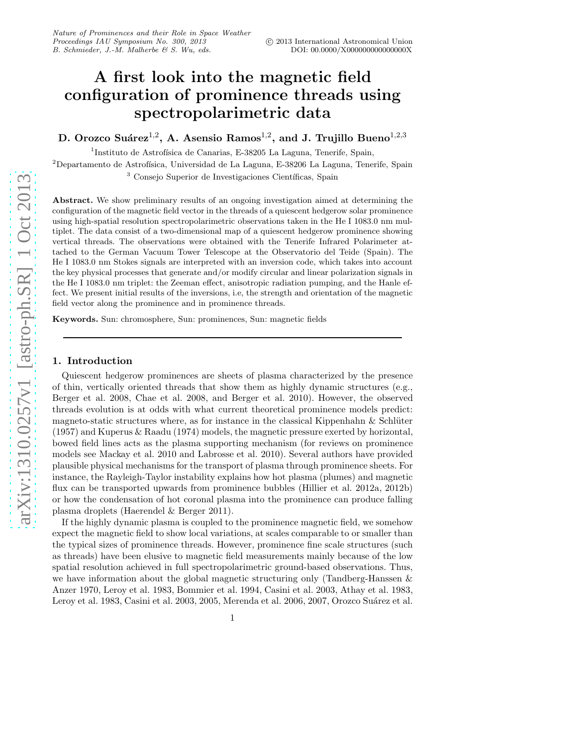# A first look into the magnetic field configuration of prominence threads using spectropolarimetric data

**D. Orozco Suárez[1,2], A. Asensio Ramos[1,2], and J. Trujillo Bueno[1,2,3]**

[1]Instituto de Astrofísica de Canarias, E-38205 La Laguna, Tenerife, Spain,

[2]Departamento de Astrofísica, Universidad de La Laguna, E-38206 La Laguna, Tenerife, Spain

[3] Consejo Superior de Investigaciones Científicas, Spain

**Abstract.** We show preliminary results of an ongoing investigation aimed at determining the configuration of the magnetic field vector in the threads of a quiescent hedgerow solar prominence using high-spatial resolution spectropolarimetric observations taken in the He I 1083.0 nm multiplet. The data consist of a two-dimensional map of a quiescent hedgerow prominence showing vertical threads. The observations were obtained with the Tenerife Infrared Polarimeter attached to the German Vacuum Tower Telescope at the Observatorio del Teide (Spain). The He I 1083.0 nm Stokes signals are interpreted with an inversion code, which takes into account the key physical processes that generate and/or modify circular and linear polarization signals in the He I 1083.0 nm triplet: the Zeeman effect, anisotropic radiation pumping, and the Hanle effect. We present initial results of the inversions, i.e, the strength and orientation of the magnetic field vector along the prominence and in prominence threads.

**Keywords.** Sun: chromosphere, Sun: prominences, Sun: magnetic fields

## 1. Introduction

Quiescent hedgerow prominences are sheets of plasma characterized by the presence of thin, vertically oriented threads that show them as highly dynamic structures (e.g., Berger et al. 2008, Chae et al. 2008, and Berger et al. 2010). However, the observed threads evolution is at odds with what current theoretical prominence models predict: magneto-static structures where, as for instance in the classical Kippenhahn & Schlüter (1957) and Kuperus & Raadu (1974) models, the magnetic pressure exerted by horizontal, bowed field lines acts as the plasma supporting mechanism (for reviews on prominence models see Mackay et al. 2010 and Labrosse et al. 2010). Several authors have provided plausible physical mechanisms for the transport of plasma through prominence sheets. For instance, the Rayleigh-Taylor instability explains how hot plasma (plumes) and magnetic flux can be transported upwards from prominence bubbles (Hillier et al. 2012a, 2012b) or how the condensation of hot coronal plasma into the prominence can produce falling plasma droplets (Haerendel & Berger 2011).

If the highly dynamic plasma is coupled to the prominence magnetic field, we somehow expect the magnetic field to show local variations, at scales comparable to or smaller than the typical sizes of prominence threads. However, prominence fine scale structures (such as threads) have been elusive to magnetic field measurements mainly because of the low spatial resolution achieved in full spectropolarimetric ground-based observations. Thus, we have information about the global magnetic structuring only (Tandberg-Hanssen & Anzer 1970, Leroy et al. 1983, Bommier et al. 1994, Casini et al. 2003, Athay et al. 1983, Leroy et al. 1983, Casini et al. 2003, 2005, Merenda et al. 2006, 2007, Orozco Suárez et al.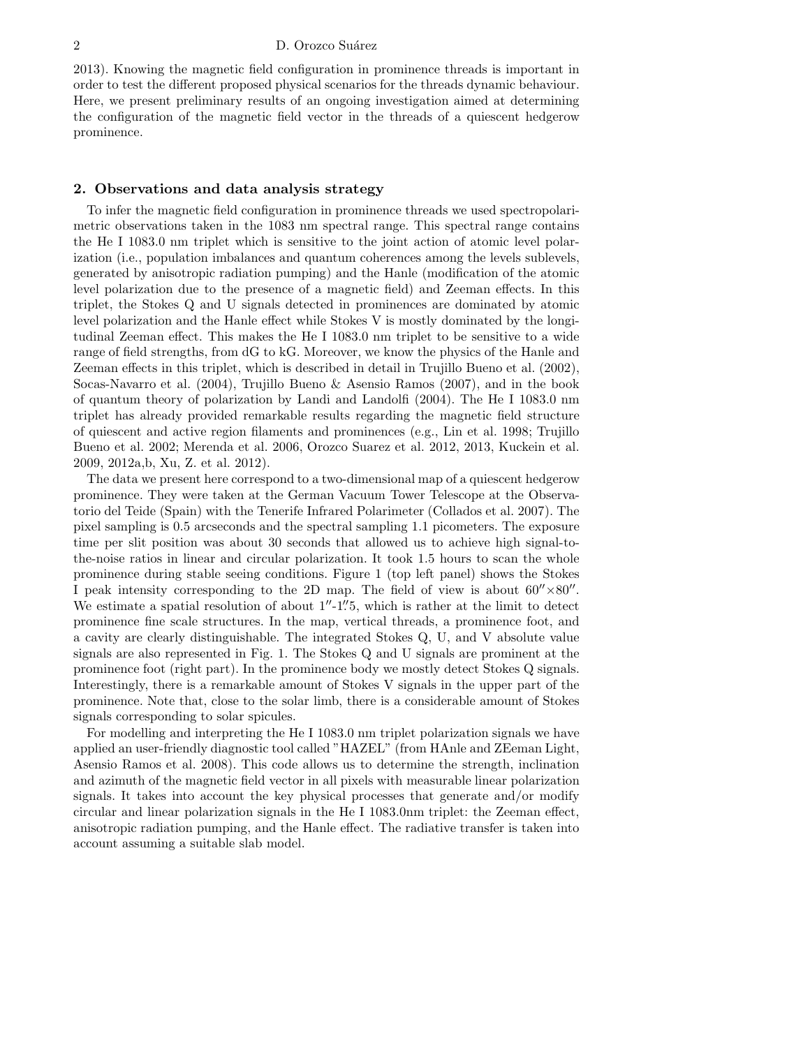2013). Knowing the magnetic field configuration in prominence threads is important in order to test the different proposed physical scenarios for the threads dynamic behaviour. Here, we present preliminary results of an ongoing investigation aimed at determining the configuration of the magnetic field vector in the threads of a quiescent hedgerow prominence.

## 2. Observations and data analysis strategy

To infer the magnetic field configuration in prominence threads we used spectropolarimetric observations taken in the 1083 nm spectral range. This spectral range contains the He I 1083.0 nm triplet which is sensitive to the joint action of atomic level polarization (i.e., population imbalances and quantum coherences among the levels sublevels, generated by anisotropic radiation pumping) and the Hanle (modification of the atomic level polarization due to the presence of a magnetic field) and Zeeman effects. In this triplet, the Stokes Q and U signals detected in prominences are dominated by atomic level polarization and the Hanle effect while Stokes V is mostly dominated by the longitudinal Zeeman effect. This makes the He I 1083.0 nm triplet to be sensitive to a wide range of field strengths, from dG to kG. Moreover, we know the physics of the Hanle and Zeeman effects in this triplet, which is described in detail in Trujillo Bueno et al. (2002), Socas-Navarro et al. (2004), Trujillo Bueno & Asensio Ramos (2007), and in the book of quantum theory of polarization by Landi and Landolfi (2004). The He I 1083.0 nm triplet has already provided remarkable results regarding the magnetic field structure of quiescent and active region filaments and prominences (e.g., Lin et al. 1998; Trujillo Bueno et al. 2002; Merenda et al. 2006, Orozco Suarez et al. 2012, 2013, Kuckein et al. 2009, 2012a,b, Xu, Z. et al. 2012).

The data we present here correspond to a two-dimensional map of a quiescent hedgerow prominence. They were taken at the German Vacuum Tower Telescope at the Observatorio del Teide (Spain) with the Tenerife Infrared Polarimeter (Collados et al. 2007). The pixel sampling is 0.5 arcseconds and the spectral sampling 1.1 picometers. The exposure time per slit position was about 30 seconds that allowed us to achieve high signal-to-the-noise ratios in linear and circular polarization. It took 1.5 hours to scan the whole prominence during stable seeing conditions. Figure 1 (top left panel) shows the Stokes I peak intensity corresponding to the 2D map. The field of view is about $60'' \times 80''$. We estimate a spatial resolution of about $1''$-$1.''5$, which is rather at the limit to detect prominence fine scale structures. In the map, vertical threads, a prominence foot, and a cavity are clearly distinguishable. The integrated Stokes Q, U, and V absolute value signals are also represented in Fig. 1. The Stokes Q and U signals are prominent at the prominence foot (right part). In the prominence body we mostly detect Stokes Q signals. Interestingly, there is a remarkable amount of Stokes V signals in the upper part of the prominence. Note that, close to the solar limb, there is a considerable amount of Stokes signals corresponding to solar spicules.

For modelling and interpreting the He I 1083.0 nm triplet polarization signals we have applied an user-friendly diagnostic tool called "HAZEL" (from HAnle and ZEeman Light, Asensio Ramos et al. 2008). This code allows us to determine the strength, inclination and azimuth of the magnetic field vector in all pixels with measurable linear polarization signals. It takes into account the key physical processes that generate and/or modify circular and linear polarization signals in the He I 1083.0nm triplet: the Zeeman effect, anisotropic radiation pumping, and the Hanle effect. The radiative transfer is taken into account assuming a suitable slab model.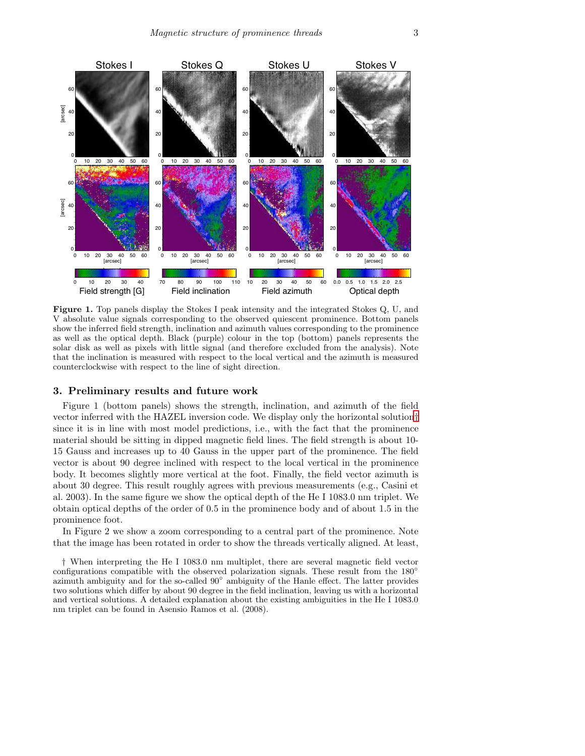**Figure 1.** Top panels display the Stokes I peak intensity and the integrated Stokes Q, U, and V absolute value signals corresponding to the observed quiescent prominence. Bottom panels show the inferred field strength, inclination and azimuth values corresponding to the prominence as well as the optical depth. Black (purple) colour in the top (bottom) panels represents the solar disk as well as pixels with little signal (and therefore excluded from the analysis). Note that the inclination is measured with respect to the local vertical and the azimuth is measured counterclockwise with respect to the line of sight direction.

## 3. Preliminary results and future work

Figure 1 (bottom panels) shows the strength, inclination, and azimuth of the field vector inferred with the HAZEL inversion code. We display only the horizontal solution† since it is in line with most model predictions, i.e., with the fact that the prominence material should be sitting in dipped magnetic field lines. The field strength is about 10-15 Gauss and increases up to 40 Gauss in the upper part of the prominence. The field vector is about 90 degree inclined with respect to the local vertical in the prominence body. It becomes slightly more vertical at the foot. Finally, the field vector azimuth is about 30 degree. This result roughly agrees with previous measurements (e.g., Casini et al. 2003). In the same figure we show the optical depth of the He I 1083.0 nm triplet. We obtain optical depths of the order of 0.5 in the prominence body and of about 1.5 in the prominence foot.

In Figure 2 we show a zoom corresponding to a central part of the prominence. Note that the image has been rotated in order to show the threads vertically aligned. At least,

† When interpreting the He I 1083.0 nm multiplet, there are several magnetic field vector configurations compatible with the observed polarization signals. These result from the 180° azimuth ambiguity and for the so-called 90° ambiguity of the Hanle effect. The latter provides two solutions which differ by about 90 degree in the field inclination, leaving us with a horizontal and vertical solutions. A detailed explanation about the existing ambiguities in the He I 1083.0 nm triplet can be found in Asensio Ramos et al. (2008).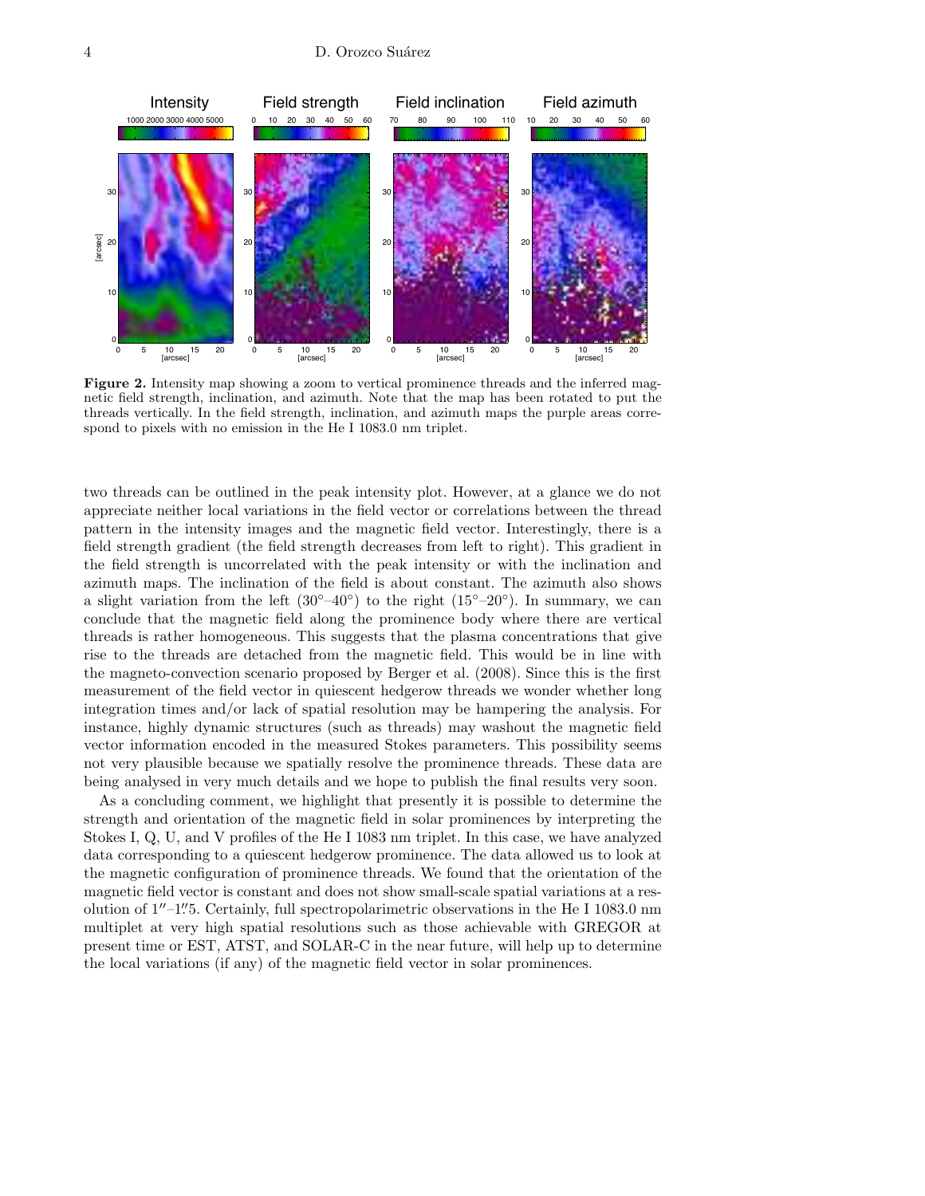Intensity

1000 2000 3000 4000 5000

Field strength

0 10 20 30 40 50 60

Field inclination

70 80 90 100 110

Field azimuth

10 20 30 40 50 60

[arcsec]

0 10 20 30

0 5 10 15 20

[arcsec]

**Figure 2.** Intensity map showing a zoom to vertical prominence threads and the inferred magnetic field strength, inclination, and azimuth. Note that the map has been rotated to put the threads vertically. In the field strength, inclination, and azimuth maps the purple areas correspond to pixels with no emission in the He I 1083.0 nm triplet.

two threads can be outlined in the peak intensity plot. However, at a glance we do not appreciate neither local variations in the field vector or correlations between the thread pattern in the intensity images and the magnetic field vector. Interestingly, there is a field strength gradient (the field strength decreases from left to right). This gradient in the field strength is uncorrelated with the peak intensity or with the inclination and azimuth maps. The inclination of the field is about constant. The azimuth also shows a slight variation from the left (30°–40°) to the right (15°–20°). In summary, we can conclude that the magnetic field along the prominence body where there are vertical threads is rather homogeneous. This suggests that the plasma concentrations that give rise to the threads are detached from the magnetic field. This would be in line with the magneto-convection scenario proposed by Berger et al. (2008). Since this is the first measurement of the field vector in quiescent hedgerow threads we wonder whether long integration times and/or lack of spatial resolution may be hampering the analysis. For instance, highly dynamic structures (such as threads) may washout the magnetic field vector information encoded in the measured Stokes parameters. This possibility seems not very plausible because we spatially resolve the prominence threads. These data are being analysed in very much details and we hope to publish the final results very soon.

As a concluding comment, we highlight that presently it is possible to determine the strength and orientation of the magnetic field in solar prominences by interpreting the Stokes I, Q, U, and V profiles of the He I 1083 nm triplet. In this case, we have analyzed data corresponding to a quiescent hedgerow prominence. The data allowed us to look at the magnetic configuration of prominence threads. We found that the orientation of the magnetic field vector is constant and does not show small-scale spatial variations at a resolution of 1″–1.″5. Certainly, full spectropolarimetric observations in the He I 1083.0 nm multiplet at very high spatial resolutions such as those achievable with GREGOR at present time or EST, ATST, and SOLAR-C in the near future, will help up to determine the local variations (if any) of the magnetic field vector in solar prominences.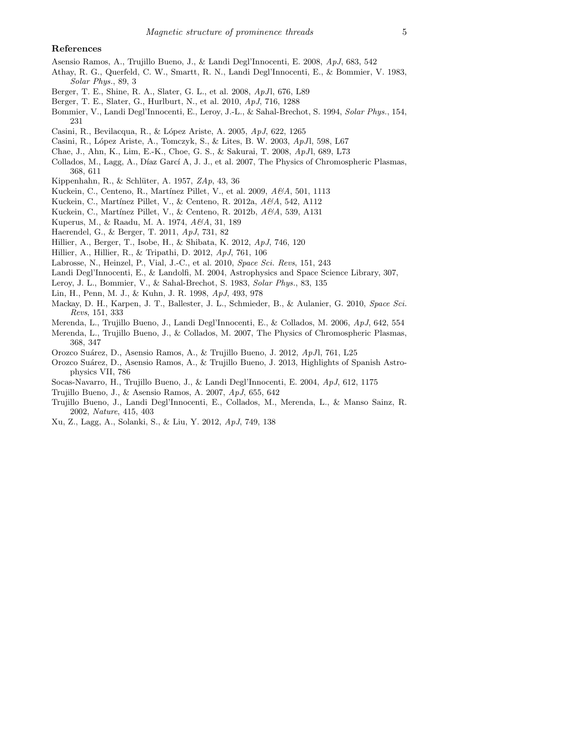## References

Asensio Ramos, A., Trujillo Bueno, J., & Landi Degl'Innocenti, E. 2008, *ApJ*, 683, 542

Athay, R. G., Querfeld, C. W., Smartt, R. N., Landi Degl'Innocenti, E., & Bommier, V. 1983, *Solar Phys.*, 89, 3

Berger, T. E., Shine, R. A., Slater, G. L., et al. 2008, *ApJ*l, 676, L89

Berger, T. E., Slater, G., Hurlburt, N., et al. 2010, *ApJ*, 716, 1288

Bommier, V., Landi Degl'Innocenti, E., Leroy, J.-L., & Sahal-Brechot, S. 1994, *Solar Phys.*, 154, 231

Casini, R., Bevilacqua, R., & López Ariste, A. 2005, *ApJ*, 622, 1265

Casini, R., López Ariste, A., Tomczyk, S., & Lites, B. W. 2003, *ApJ*l, 598, L67

Chae, J., Ahn, K., Lim, E.-K., Choe, G. S., & Sakurai, T. 2008, *ApJ*l, 689, L73

Collados, M., Lagg, A., Díaz Garcí A, J. J., et al. 2007, The Physics of Chromospheric Plasmas, 368, 611

Kippenhahn, R., & Schlüter, A. 1957, *ZAp*, 43, 36

Kuckein, C., Centeno, R., Martínez Pillet, V., et al. 2009, *A&A*, 501, 1113

Kuckein, C., Martínez Pillet, V., & Centeno, R. 2012a, *A&A*, 542, A112

Kuckein, C., Martínez Pillet, V., & Centeno, R. 2012b, *A&A*, 539, A131

Kuperus, M., & Raadu, M. A. 1974, *A&A*, 31, 189

Haerendel, G., & Berger, T. 2011, *ApJ*, 731, 82

Hillier, A., Berger, T., Isobe, H., & Shibata, K. 2012, *ApJ*, 746, 120

Hillier, A., Hillier, R., & Tripathi, D. 2012, *ApJ*, 761, 106

Labrosse, N., Heinzel, P., Vial, J.-C., et al. 2010, *Space Sci. Revs*, 151, 243

Landi Degl'Innocenti, E., & Landolfi, M. 2004, Astrophysics and Space Science Library, 307,

Leroy, J. L., Bommier, V., & Sahal-Brechot, S. 1983, *Solar Phys.*, 83, 135

Lin, H., Penn, M. J., & Kuhn, J. R. 1998, *ApJ*, 493, 978

Mackay, D. H., Karpen, J. T., Ballester, J. L., Schmieder, B., & Aulanier, G. 2010, *Space Sci. Revs*, 151, 333

Merenda, L., Trujillo Bueno, J., Landi Degl'Innocenti, E., & Collados, M. 2006, *ApJ*, 642, 554

Merenda, L., Trujillo Bueno, J., & Collados, M. 2007, The Physics of Chromospheric Plasmas, 368, 347

Orozco Suárez, D., Asensio Ramos, A., & Trujillo Bueno, J. 2012, *ApJ*l, 761, L25

Orozco Suárez, D., Asensio Ramos, A., & Trujillo Bueno, J. 2013, Highlights of Spanish Astrophysics VII, 786

Socas-Navarro, H., Trujillo Bueno, J., & Landi Degl'Innocenti, E. 2004, *ApJ*, 612, 1175

Trujillo Bueno, J., & Asensio Ramos, A. 2007, *ApJ*, 655, 642

Trujillo Bueno, J., Landi Degl'Innocenti, E., Collados, M., Merenda, L., & Manso Sainz, R. 2002, *Nature*, 415, 403

Xu, Z., Lagg, A., Solanki, S., & Liu, Y. 2012, *ApJ*, 749, 138